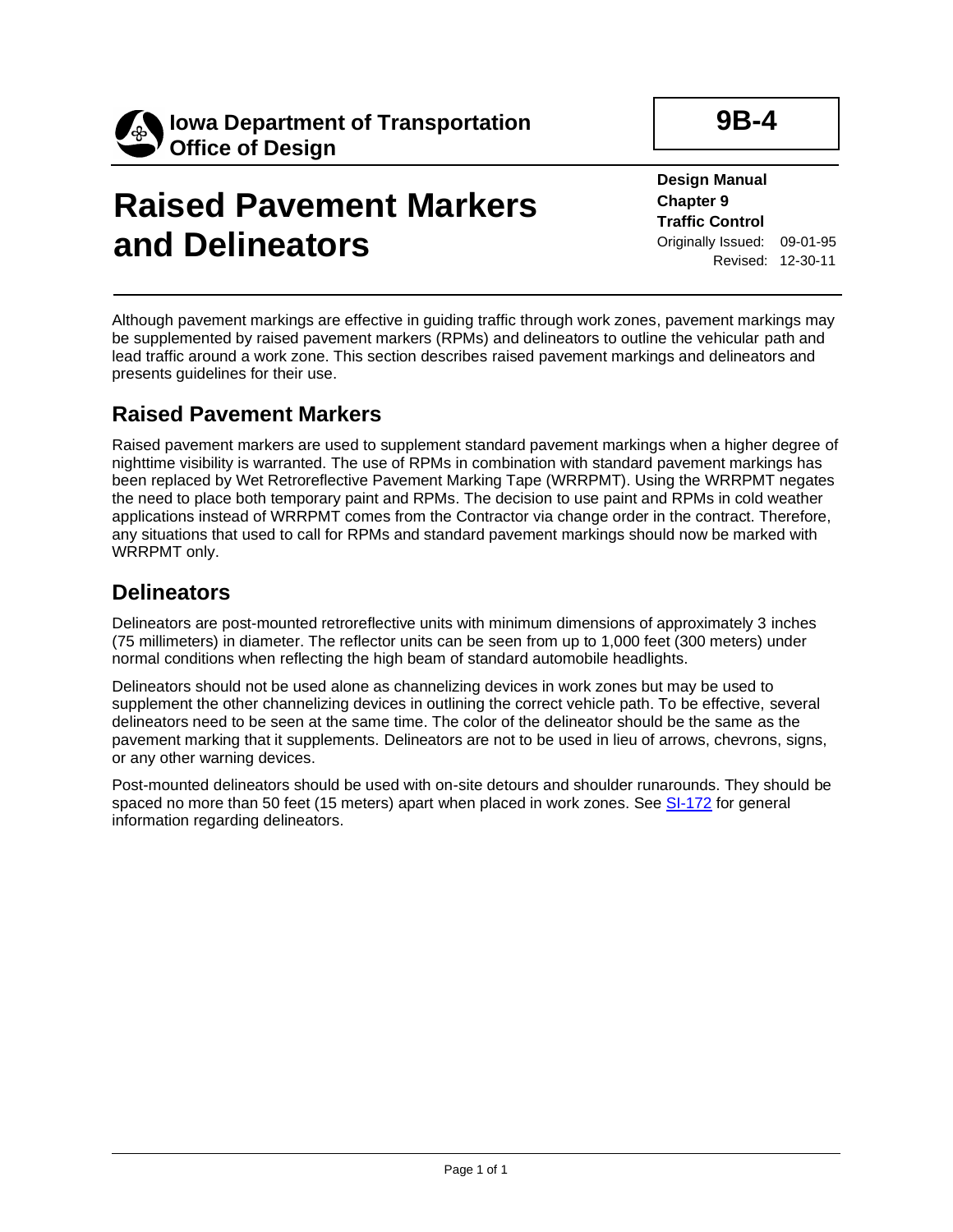**Iowa Department of Transportation**
**Office of Design**

**9B-4**

# Raised Pavement Markers and Delineators

**Design Manual**
**Chapter 9**
**Traffic Control**
Originally Issued: 09-01-95
Revised: 12-30-11

Although pavement markings are effective in guiding traffic through work zones, pavement markings may be supplemented by raised pavement markers (RPMs) and delineators to outline the vehicular path and lead traffic around a work zone. This section describes raised pavement markings and delineators and presents guidelines for their use.

## Raised Pavement Markers

Raised pavement markers are used to supplement standard pavement markings when a higher degree of nighttime visibility is warranted. The use of RPMs in combination with standard pavement markings has been replaced by Wet Retroreflective Pavement Marking Tape (WRRPMT). Using the WRRPMT negates the need to place both temporary paint and RPMs. The decision to use paint and RPMs in cold weather applications instead of WRRPMT comes from the Contractor via change order in the contract. Therefore, any situations that used to call for RPMs and standard pavement markings should now be marked with WRRPMT only.

## Delineators

Delineators are post-mounted retroreflective units with minimum dimensions of approximately 3 inches (75 millimeters) in diameter. The reflector units can be seen from up to 1,000 feet (300 meters) under normal conditions when reflecting the high beam of standard automobile headlights.

Delineators should not be used alone as channelizing devices in work zones but may be used to supplement the other channelizing devices in outlining the correct vehicle path. To be effective, several delineators need to be seen at the same time. The color of the delineator should be the same as the pavement marking that it supplements. Delineators are not to be used in lieu of arrows, chevrons, signs, or any other warning devices.

Post-mounted delineators should be used with on-site detours and shoulder runarounds. They should be spaced no more than 50 feet (15 meters) apart when placed in work zones. See SI-172 for general information regarding delineators.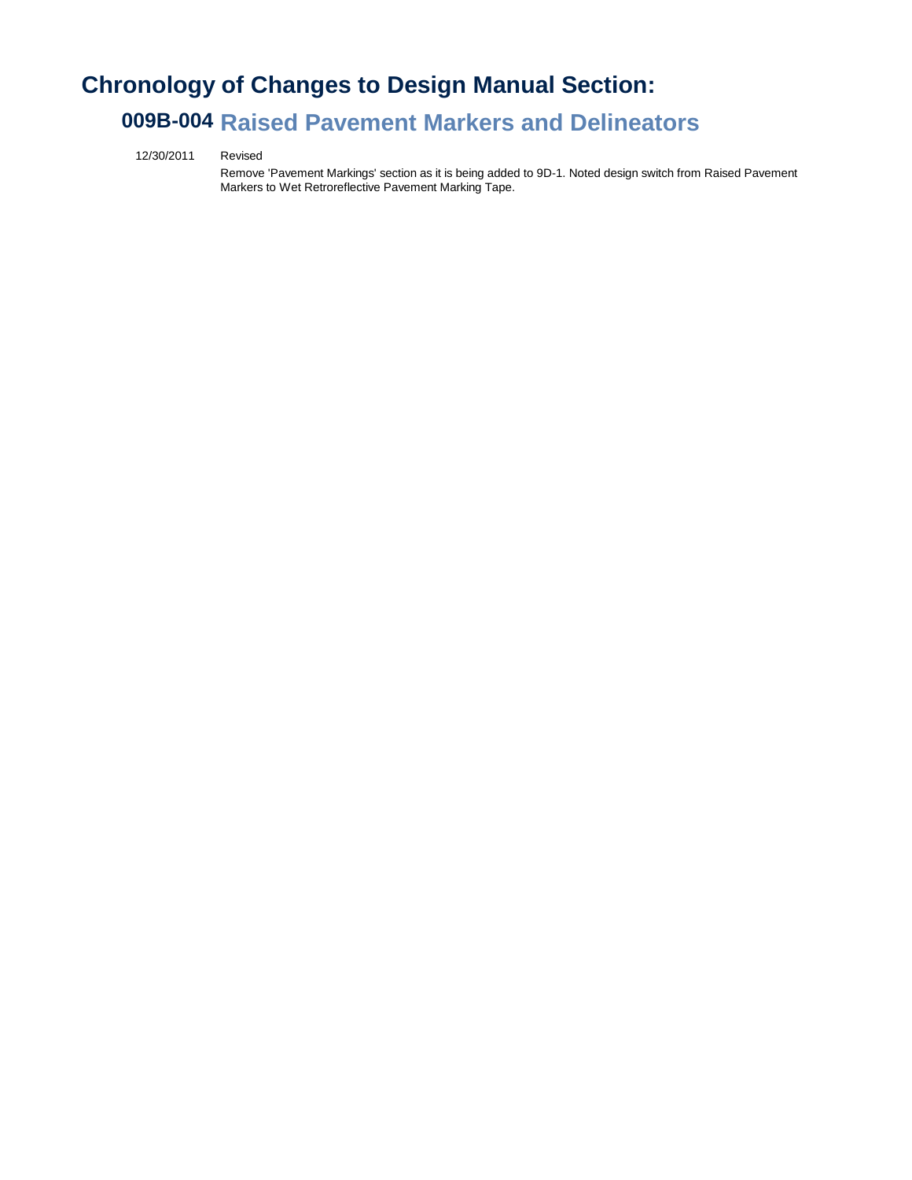# Chronology of Changes to Design Manual Section:

## 009B-004 Raised Pavement Markers and Delineators

12/30/2011 Revised

Remove 'Pavement Markings' section as it is being added to 9D-1. Noted design switch from Raised Pavement Markers to Wet Retroreflective Pavement Marking Tape.